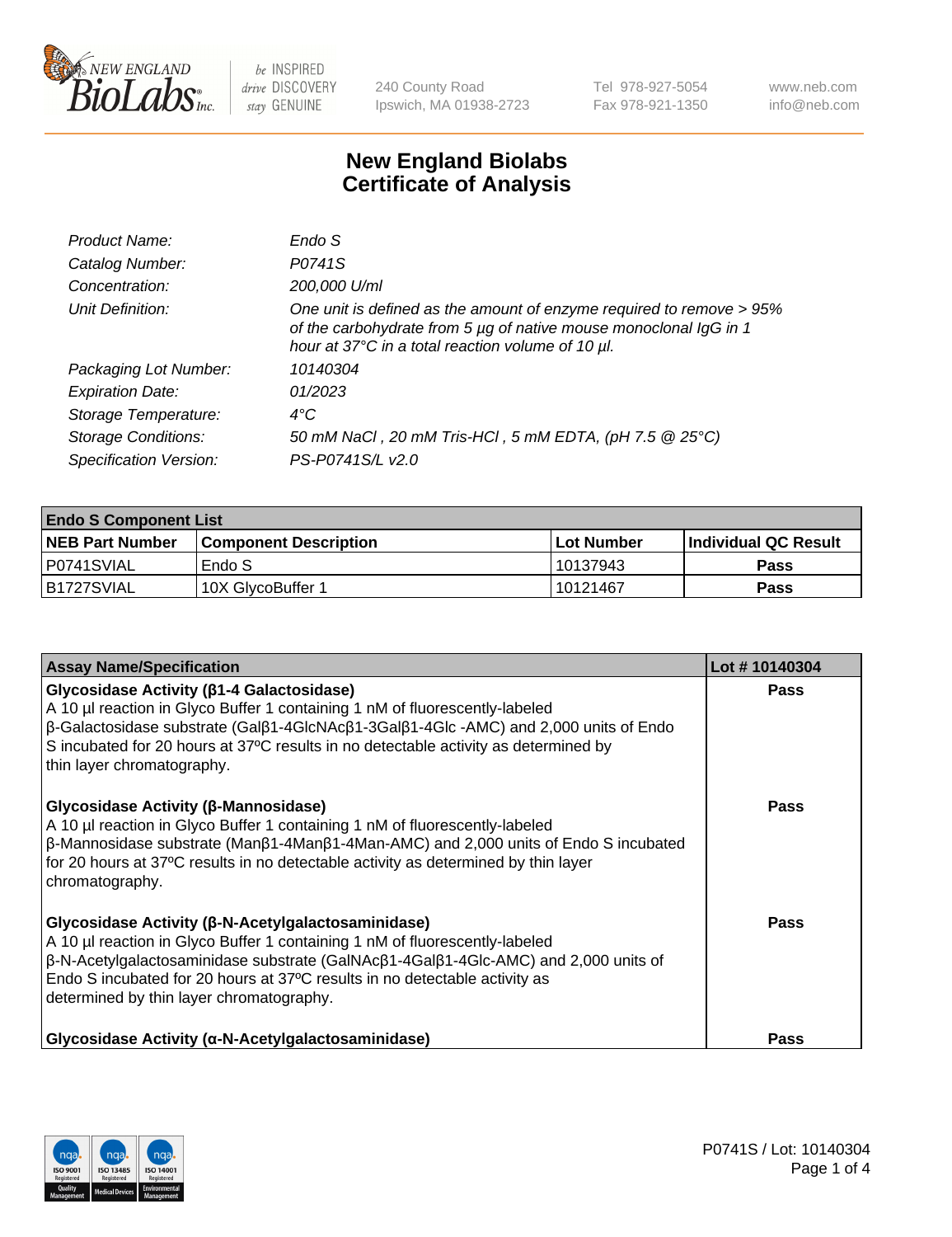# New England Biolabs
# Certificate of Analysis

| | |
|---|---|
| *Product Name:* | *Endo S* |
| *Catalog Number:* | *P0741S* |
| *Concentration:* | *200,000 U/ml* |
| *Unit Definition:* | *One unit is defined as the amount of enzyme required to remove > 95% of the carbohydrate from 5 µg of native mouse monoclonal IgG in 1 hour at 37°C in a total reaction volume of 10 µl.* |
| *Packaging Lot Number:* | *10140304* |
| *Expiration Date:* | *01/2023* |
| *Storage Temperature:* | *4°C* |
| *Storage Conditions:* | *50 mM NaCl , 20 mM Tris-HCl , 5 mM EDTA, (pH 7.5 @ 25°C)* |
| *Specification Version:* | *PS-P0741S/L v2.0* |

| **Endo S Component List** | | | |
|---|---|---|---|
| **NEB Part Number** | **Component Description** | **Lot Number** | **Individual QC Result** |
| P0741SVIAL | Endo S | 10137943 | **Pass** |
| B1727SVIAL | 10X GlycoBuffer 1 | 10121467 | **Pass** |

| **Assay Name/Specification** | **Lot # 10140304** |
|---|---|
| **Glycosidase Activity (β1-4 Galactosidase)**<br>A 10 µl reaction in Glyco Buffer 1 containing 1 nM of fluorescently-labeled β-Galactosidase substrate (Galβ1-4GlcNAcβ1-3Galβ1-4Glc -AMC) and 2,000 units of Endo S incubated for 20 hours at 37ºC results in no detectable activity as determined by thin layer chromatography. | **Pass** |
| **Glycosidase Activity (β-Mannosidase)**<br>A 10 µl reaction in Glyco Buffer 1 containing 1 nM of fluorescently-labeled β-Mannosidase substrate (Manβ1-4Manβ1-4Man-AMC) and 2,000 units of Endo S incubated for 20 hours at 37ºC results in no detectable activity as determined by thin layer chromatography. | **Pass** |
| **Glycosidase Activity (β-N-Acetylgalactosaminidase)**<br>A 10 µl reaction in Glyco Buffer 1 containing 1 nM of fluorescently-labeled β-N-Acetylgalactosaminidase substrate (GalNAcβ1-4Galβ1-4Glc-AMC) and 2,000 units of Endo S incubated for 20 hours at 37ºC results in no detectable activity as determined by thin layer chromatography. | **Pass** |
| **Glycosidase Activity (α-N-Acetylgalactosaminidase)** | **Pass** |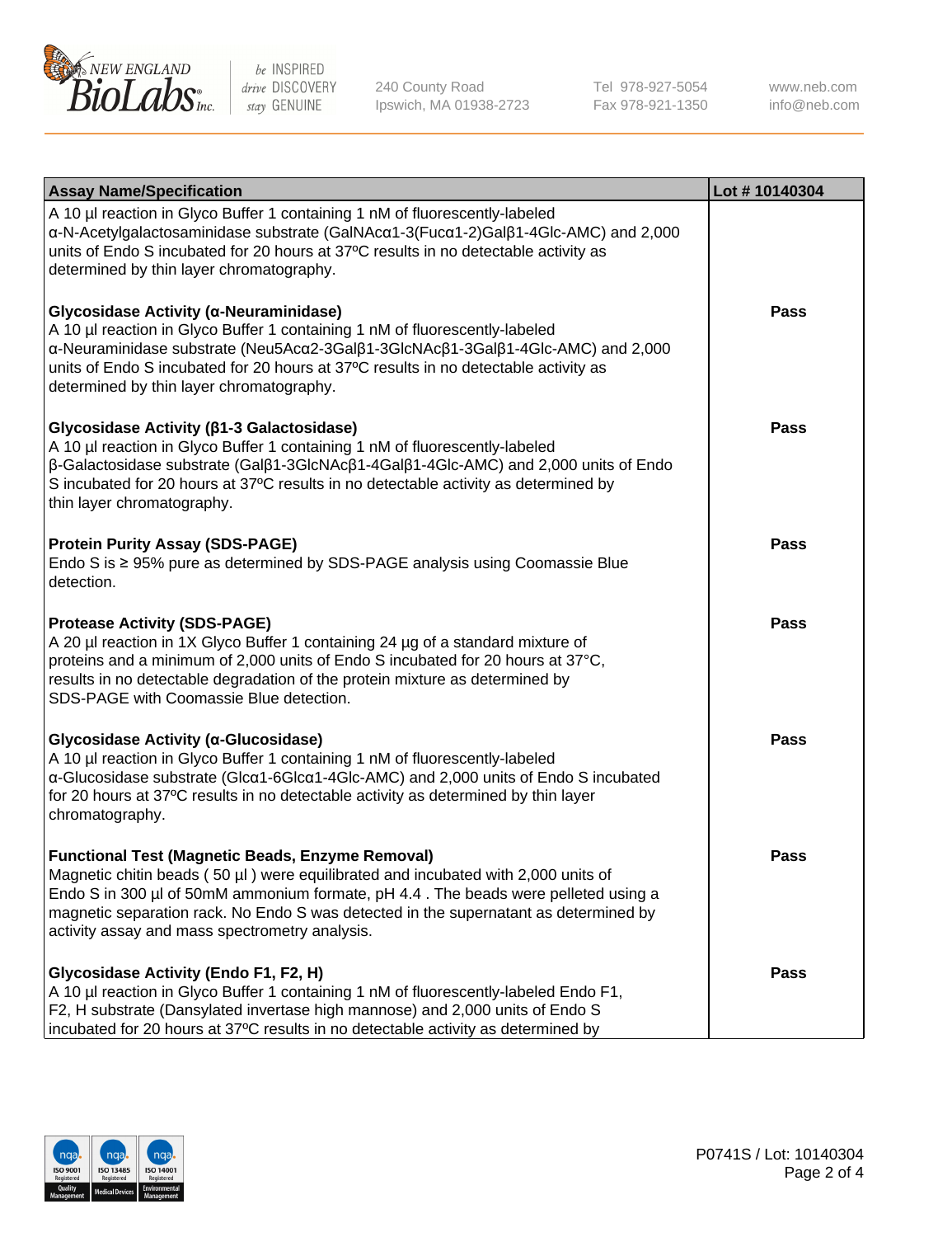| Assay Name/Specification | Lot # 10140304 |
|---|---|
| A 10 µl reaction in Glyco Buffer 1 containing 1 nM of fluorescently-labeled α-N-Acetylgalactosaminidase substrate (GalNAcα1-3(Fucα1-2)Galβ1-4Glc-AMC) and 2,000 units of Endo S incubated for 20 hours at 37ºC results in no detectable activity as determined by thin layer chromatography. | |
| **Glycosidase Activity (α-Neuraminidase)**<br>A 10 µl reaction in Glyco Buffer 1 containing 1 nM of fluorescently-labeled α-Neuraminidase substrate (Neu5Acα2-3Galβ1-3GlcNAcβ1-3Galβ1-4Glc-AMC) and 2,000 units of Endo S incubated for 20 hours at 37ºC results in no detectable activity as determined by thin layer chromatography. | Pass |
| **Glycosidase Activity (β1-3 Galactosidase)**<br>A 10 µl reaction in Glyco Buffer 1 containing 1 nM of fluorescently-labeled β-Galactosidase substrate (Galβ1-3GlcNAcβ1-4Galβ1-4Glc-AMC) and 2,000 units of Endo S incubated for 20 hours at 37ºC results in no detectable activity as determined by thin layer chromatography. | Pass |
| **Protein Purity Assay (SDS-PAGE)**<br>Endo S is ≥ 95% pure as determined by SDS-PAGE analysis using Coomassie Blue detection. | Pass |
| **Protease Activity (SDS-PAGE)**<br>A 20 µl reaction in 1X Glyco Buffer 1 containing 24 µg of a standard mixture of proteins and a minimum of 2,000 units of Endo S incubated for 20 hours at 37°C, results in no detectable degradation of the protein mixture as determined by SDS-PAGE with Coomassie Blue detection. | Pass |
| **Glycosidase Activity (α-Glucosidase)**<br>A 10 µl reaction in Glyco Buffer 1 containing 1 nM of fluorescently-labeled α-Glucosidase substrate (Glcα1-6Glcα1-4Glc-AMC) and 2,000 units of Endo S incubated for 20 hours at 37ºC results in no detectable activity as determined by thin layer chromatography. | Pass |
| **Functional Test (Magnetic Beads, Enzyme Removal)**<br>Magnetic chitin beads ( 50 µl ) were equilibrated and incubated with 2,000 units of Endo S in 300 µl of 50mM ammonium formate, pH 4.4 . The beads were pelleted using a magnetic separation rack. No Endo S was detected in the supernatant as determined by activity assay and mass spectrometry analysis. | Pass |
| **Glycosidase Activity (Endo F1, F2, H)**<br>A 10 µl reaction in Glyco Buffer 1 containing 1 nM of fluorescently-labeled Endo F1, F2, H substrate (Dansylated invertase high mannose) and 2,000 units of Endo S incubated for 20 hours at 37ºC results in no detectable activity as determined by | Pass |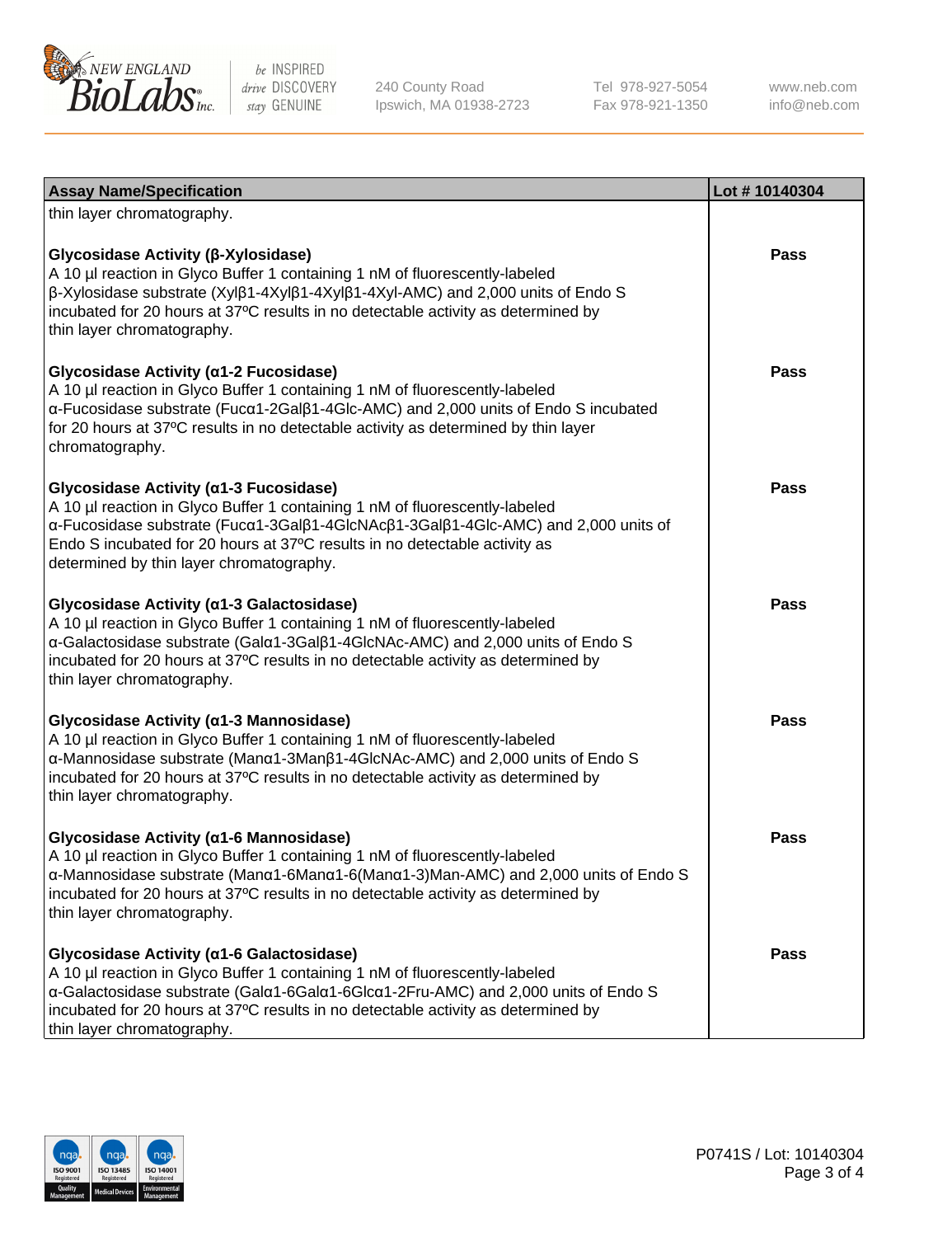| Assay Name/Specification | Lot # 10140304 |
|---|---|
| thin layer chromatography. | |
| **Glycosidase Activity (β-Xylosidase)**<br>A 10 µl reaction in Glyco Buffer 1 containing 1 nM of fluorescently-labeled β-Xylosidase substrate (Xylβ1-4Xylβ1-4Xylβ1-4Xyl-AMC) and 2,000 units of Endo S incubated for 20 hours at 37ºC results in no detectable activity as determined by thin layer chromatography. | Pass |
| **Glycosidase Activity (α1-2 Fucosidase)**<br>A 10 µl reaction in Glyco Buffer 1 containing 1 nM of fluorescently-labeled α-Fucosidase substrate (Fucα1-2Galβ1-4Glc-AMC) and 2,000 units of Endo S incubated for 20 hours at 37ºC results in no detectable activity as determined by thin layer chromatography. | Pass |
| **Glycosidase Activity (α1-3 Fucosidase)**<br>A 10 µl reaction in Glyco Buffer 1 containing 1 nM of fluorescently-labeled α-Fucosidase substrate (Fucα1-3Galβ1-4GlcNAcβ1-3Galβ1-4Glc-AMC) and 2,000 units of Endo S incubated for 20 hours at 37ºC results in no detectable activity as determined by thin layer chromatography. | Pass |
| **Glycosidase Activity (α1-3 Galactosidase)**<br>A 10 µl reaction in Glyco Buffer 1 containing 1 nM of fluorescently-labeled α-Galactosidase substrate (Galα1-3Galβ1-4GlcNAc-AMC) and 2,000 units of Endo S incubated for 20 hours at 37ºC results in no detectable activity as determined by thin layer chromatography. | Pass |
| **Glycosidase Activity (α1-3 Mannosidase)**<br>A 10 µl reaction in Glyco Buffer 1 containing 1 nM of fluorescently-labeled α-Mannosidase substrate (Manα1-3Manβ1-4GlcNAc-AMC) and 2,000 units of Endo S incubated for 20 hours at 37ºC results in no detectable activity as determined by thin layer chromatography. | Pass |
| **Glycosidase Activity (α1-6 Mannosidase)**<br>A 10 µl reaction in Glyco Buffer 1 containing 1 nM of fluorescently-labeled α-Mannosidase substrate (Manα1-6Manα1-6(Manα1-3)Man-AMC) and 2,000 units of Endo S incubated for 20 hours at 37ºC results in no detectable activity as determined by thin layer chromatography. | Pass |
| **Glycosidase Activity (α1-6 Galactosidase)**<br>A 10 µl reaction in Glyco Buffer 1 containing 1 nM of fluorescently-labeled α-Galactosidase substrate (Galα1-6Galα1-6Glcα1-2Fru-AMC) and 2,000 units of Endo S incubated for 20 hours at 37ºC results in no detectable activity as determined by thin layer chromatography. | Pass |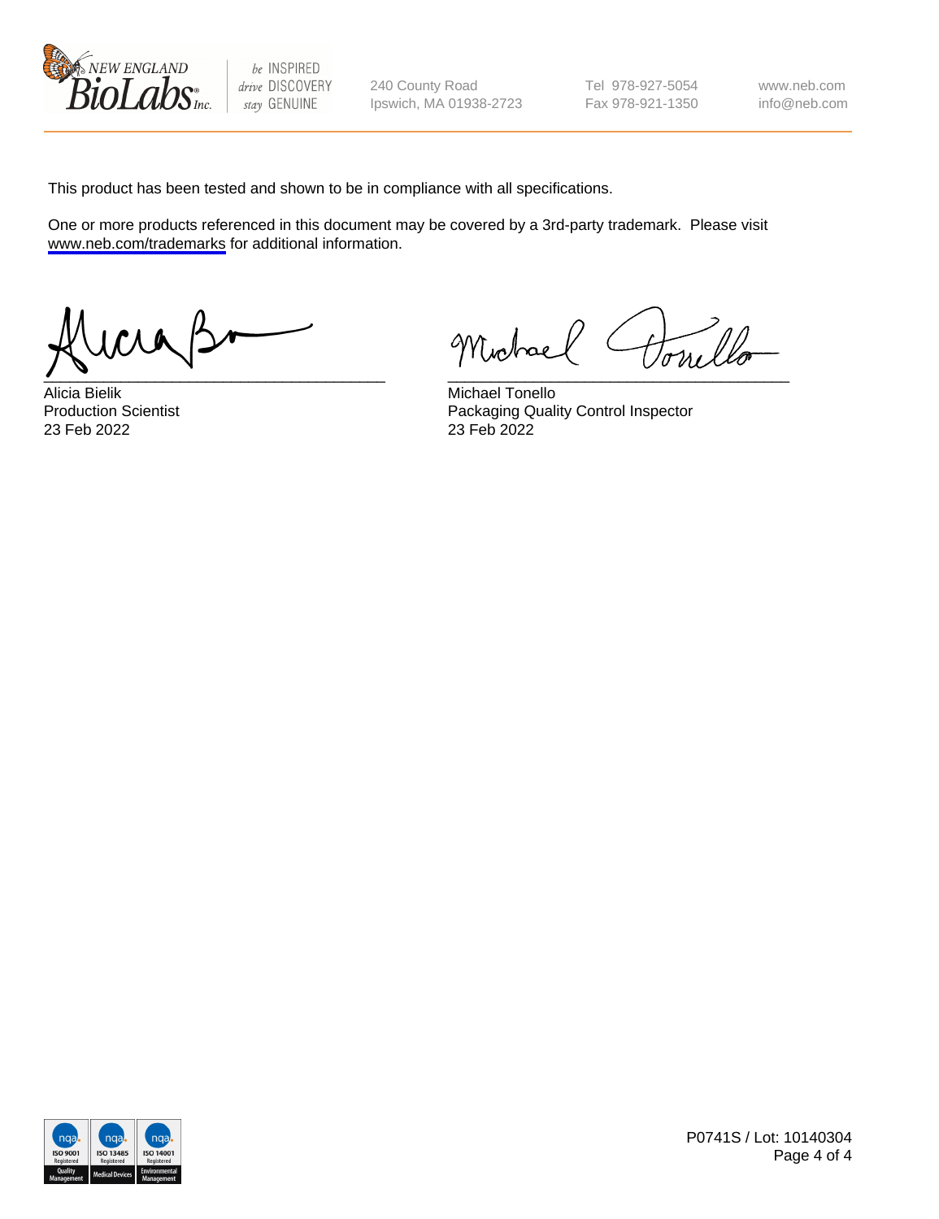This product has been tested and shown to be in compliance with all specifications.

One or more products referenced in this document may be covered by a 3rd-party trademark. Please visit www.neb.com/trademarks for additional information.

Alicia Bielik
Production Scientist
23 Feb 2022

Michael Tonello
Packaging Quality Control Inspector
23 Feb 2022

P0741S / Lot: 10140304